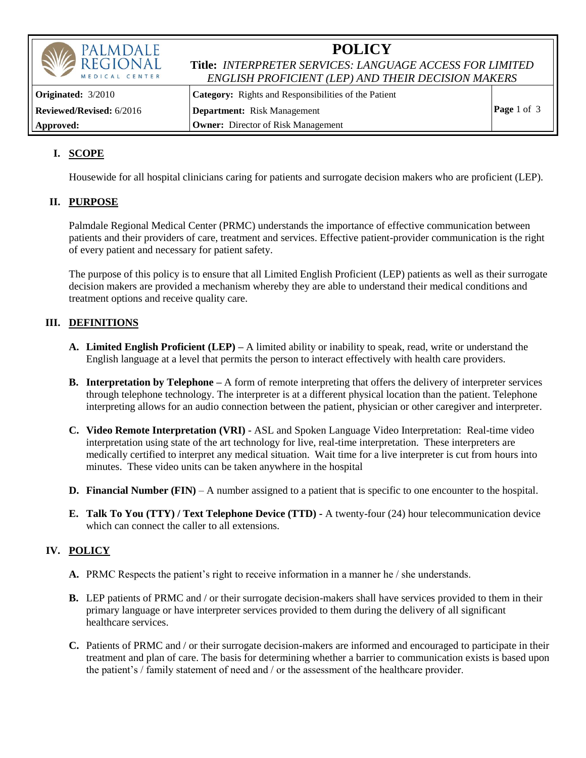PALMDALE REGIONAL MEDICAL CENTER

# POLICY

**Title:** *INTERPRETER SERVICES: LANGUAGE ACCESS FOR LIMITED ENGLISH PROFICIENT (LEP) AND THEIR DECISION MAKERS*

| | | |
|---|---|---|
| **Originated:** 3/2010 | **Category:** Rights and Responsibilities of the Patient | **Page** 1 of 3 |
| **Reviewed/Revised:** 6/2016 | **Department:** Risk Management | |
| **Approved:** | **Owner:** Director of Risk Management | |

## I. SCOPE

Housewide for all hospital clinicians caring for patients and surrogate decision makers who are proficient (LEP).

## II. PURPOSE

Palmdale Regional Medical Center (PRMC) understands the importance of effective communication between patients and their providers of care, treatment and services. Effective patient-provider communication is the right of every patient and necessary for patient safety.

The purpose of this policy is to ensure that all Limited English Proficient (LEP) patients as well as their surrogate decision makers are provided a mechanism whereby they are able to understand their medical conditions and treatment options and receive quality care.

## III. DEFINITIONS

**A. Limited English Proficient (LEP) –** A limited ability or inability to speak, read, write or understand the English language at a level that permits the person to interact effectively with health care providers.

**B. Interpretation by Telephone –** A form of remote interpreting that offers the delivery of interpreter services through telephone technology. The interpreter is at a different physical location than the patient. Telephone interpreting allows for an audio connection between the patient, physician or other caregiver and interpreter.

**C. Video Remote Interpretation (VRI)** - ASL and Spoken Language Video Interpretation: Real-time video interpretation using state of the art technology for live, real-time interpretation. These interpreters are medically certified to interpret any medical situation. Wait time for a live interpreter is cut from hours into minutes. These video units can be taken anywhere in the hospital

**D. Financial Number (FIN)** – A number assigned to a patient that is specific to one encounter to the hospital.

**E. Talk To You (TTY) / Text Telephone Device (TTD) -** A twenty-four (24) hour telecommunication device which can connect the caller to all extensions.

## IV. POLICY

**A.** PRMC Respects the patient's right to receive information in a manner he / she understands.

**B.** LEP patients of PRMC and / or their surrogate decision-makers shall have services provided to them in their primary language or have interpreter services provided to them during the delivery of all significant healthcare services.

**C.** Patients of PRMC and / or their surrogate decision-makers are informed and encouraged to participate in their treatment and plan of care. The basis for determining whether a barrier to communication exists is based upon the patient's / family statement of need and / or the assessment of the healthcare provider.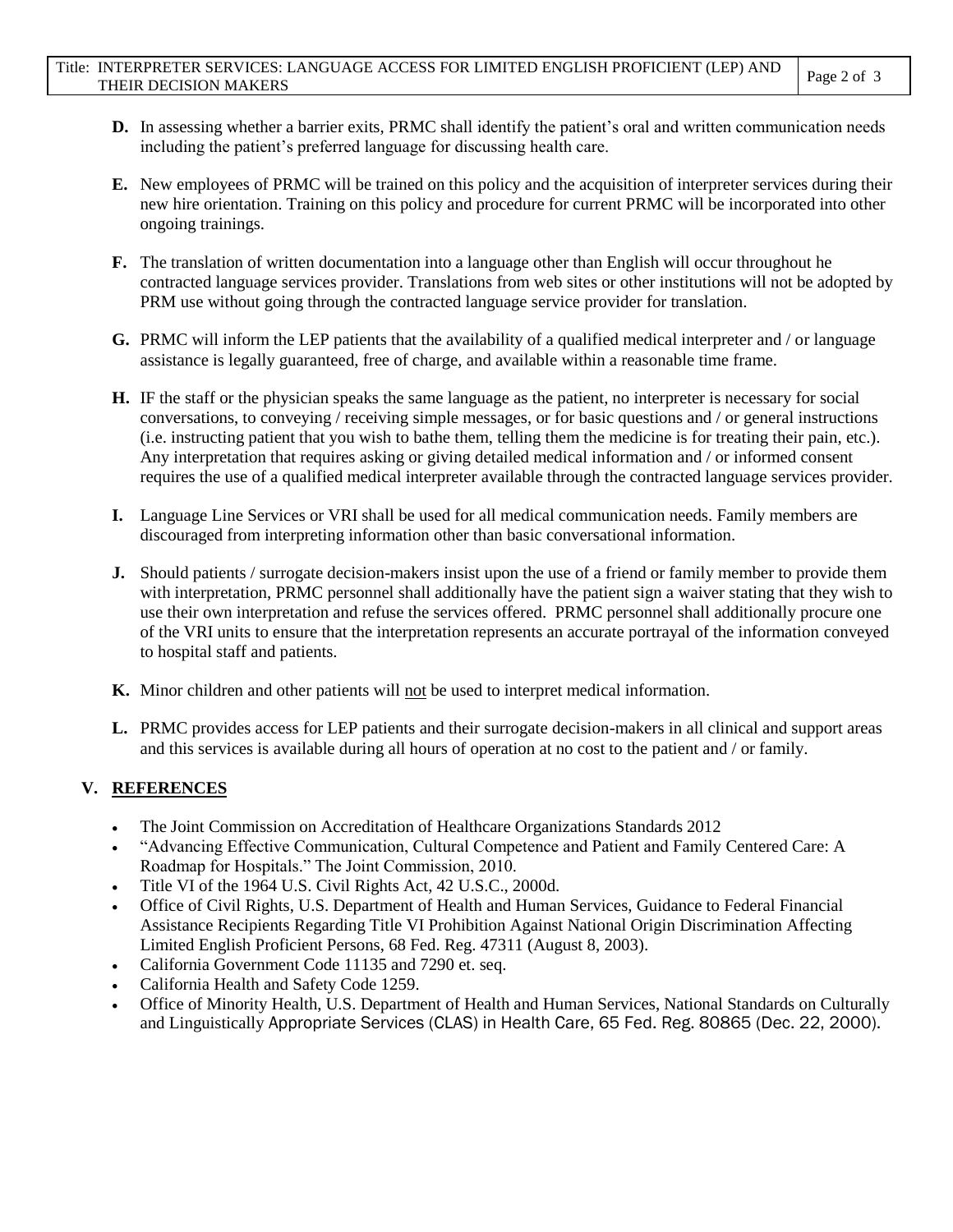**D.** In assessing whether a barrier exits, PRMC shall identify the patient's oral and written communication needs including the patient's preferred language for discussing health care.

**E.** New employees of PRMC will be trained on this policy and the acquisition of interpreter services during their new hire orientation. Training on this policy and procedure for current PRMC will be incorporated into other ongoing trainings.

**F.** The translation of written documentation into a language other than English will occur throughout he contracted language services provider. Translations from web sites or other institutions will not be adopted by PRM use without going through the contracted language service provider for translation.

**G.** PRMC will inform the LEP patients that the availability of a qualified medical interpreter and / or language assistance is legally guaranteed, free of charge, and available within a reasonable time frame.

**H.** IF the staff or the physician speaks the same language as the patient, no interpreter is necessary for social conversations, to conveying / receiving simple messages, or for basic questions and / or general instructions (i.e. instructing patient that you wish to bathe them, telling them the medicine is for treating their pain, etc.). Any interpretation that requires asking or giving detailed medical information and / or informed consent requires the use of a qualified medical interpreter available through the contracted language services provider.

**I.** Language Line Services or VRI shall be used for all medical communication needs. Family members are discouraged from interpreting information other than basic conversational information.

**J.** Should patients / surrogate decision-makers insist upon the use of a friend or family member to provide them with interpretation, PRMC personnel shall additionally have the patient sign a waiver stating that they wish to use their own interpretation and refuse the services offered. PRMC personnel shall additionally procure one of the VRI units to ensure that the interpretation represents an accurate portrayal of the information conveyed to hospital staff and patients.

**K.** Minor children and other patients will not be used to interpret medical information.

**L.** PRMC provides access for LEP patients and their surrogate decision-makers in all clinical and support areas and this services is available during all hours of operation at no cost to the patient and / or family.

## V. REFERENCES

- The Joint Commission on Accreditation of Healthcare Organizations Standards 2012
- "Advancing Effective Communication, Cultural Competence and Patient and Family Centered Care: A Roadmap for Hospitals." The Joint Commission, 2010.
- Title VI of the 1964 U.S. Civil Rights Act, 42 U.S.C., 2000d.
- Office of Civil Rights, U.S. Department of Health and Human Services, Guidance to Federal Financial Assistance Recipients Regarding Title VI Prohibition Against National Origin Discrimination Affecting Limited English Proficient Persons, 68 Fed. Reg. 47311 (August 8, 2003).
- California Government Code 11135 and 7290 et. seq.
- California Health and Safety Code 1259.
- Office of Minority Health, U.S. Department of Health and Human Services, National Standards on Culturally and Linguistically Appropriate Services (CLAS) in Health Care, 65 Fed. Reg. 80865 (Dec. 22, 2000).